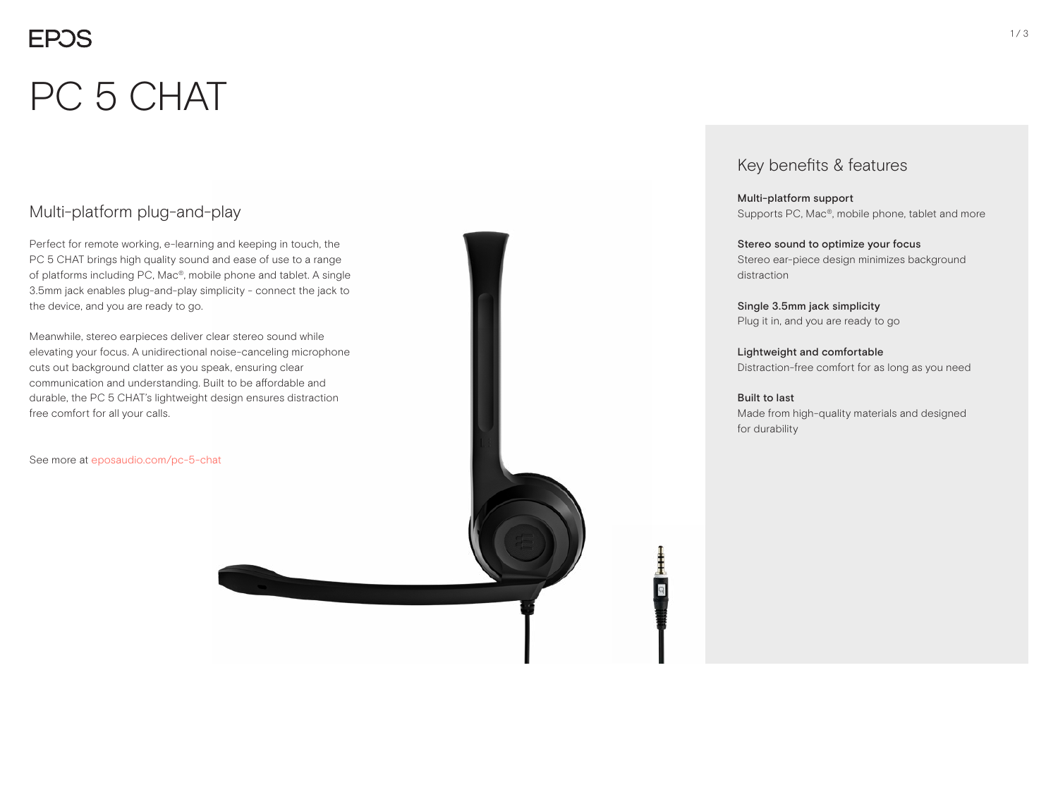EPOS

# PC 5 CHAT

## Multi-platform plug-and-play

Perfect for remote working, e-learning and keeping in touch, the PC 5 CHAT brings high quality sound and ease of use to a range of platforms including PC, Mac®, mobile phone and tablet. A single 3.5mm jack enables plug-and-play simplicity - connect the jack to the device, and you are ready to go.

Meanwhile, stereo earpieces deliver clear stereo sound while elevating your focus. A unidirectional noise-canceling microphone cuts out background clatter as you speak, ensuring clear communication and understanding. Built to be affordable and durable, the PC 5 CHAT's lightweight design ensures distraction free comfort for all your calls.

See more at eposaudio.com/pc-5-chat

## Key benefits & features

**Multi-platform support**
Supports PC, Mac®, mobile phone, tablet and more

**Stereo sound to optimize your focus**
Stereo ear-piece design minimizes background distraction

**Single 3.5mm jack simplicity**
Plug it in, and you are ready to go

**Lightweight and comfortable**
Distraction-free comfort for as long as you need

**Built to last**
Made from high-quality materials and designed for durability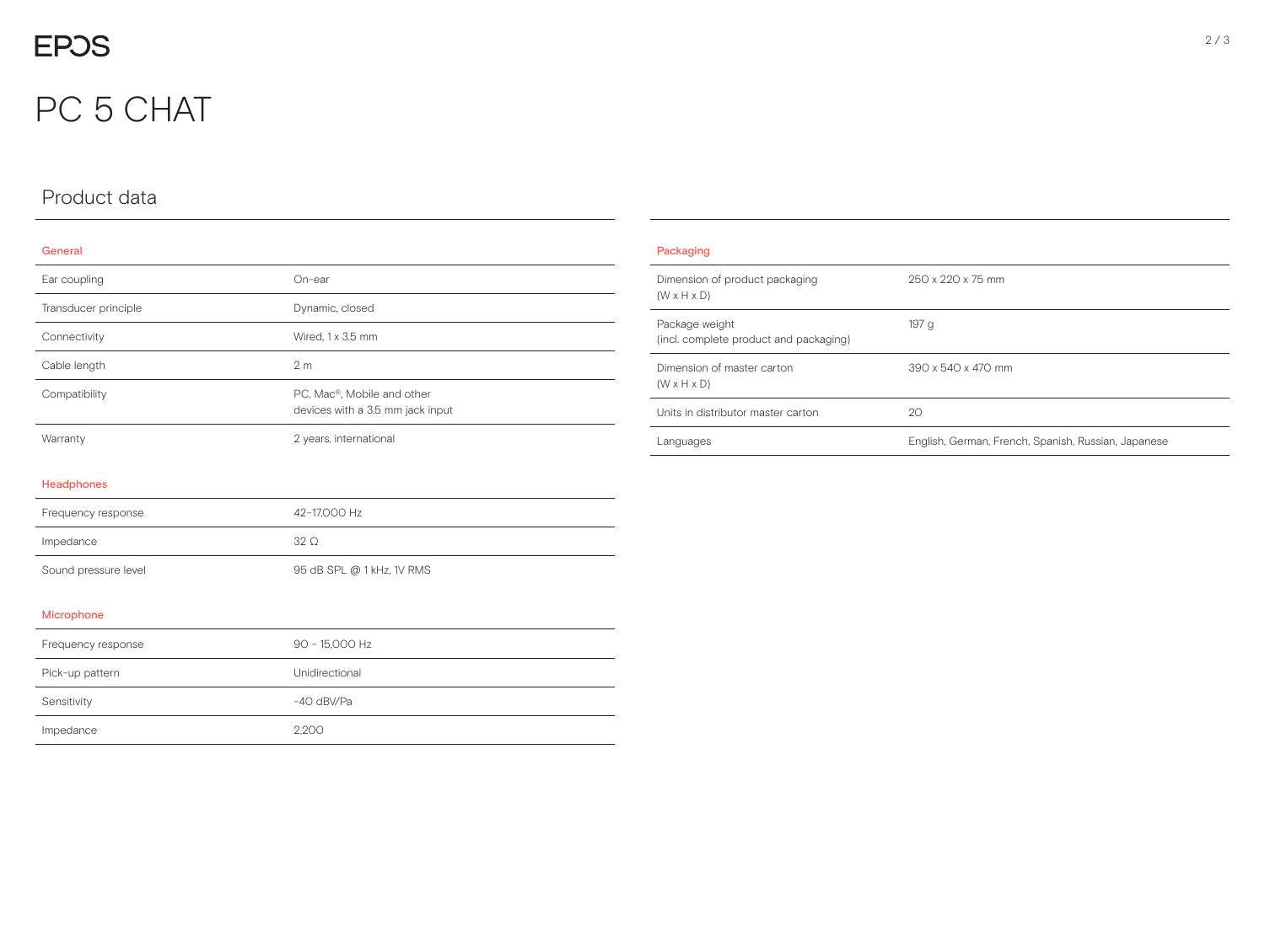# PC 5 CHAT

## Product data

### General

| | |
|---|---|
| Ear coupling | On-ear |
| Transducer principle | Dynamic, closed |
| Connectivity | Wired, 1 x 3.5 mm |
| Cable length | 2 m |
| Compatibility | PC, Mac®, Mobile and other devices with a 3.5 mm jack input |
| Warranty | 2 years, international |

### Headphones

| | |
|---|---|
| Frequency response | 42-17,000 Hz |
| Impedance | 32 Ω |
| Sound pressure level | 95 dB SPL @ 1 kHz, 1V RMS |

### Microphone

| | |
|---|---|
| Frequency response | 90 - 15,000 Hz |
| Pick-up pattern | Unidirectional |
| Sensitivity | -40 dBV/Pa |
| Impedance | 2,200 |

### Packaging

| | |
|---|---|
| Dimension of product packaging (W x H x D) | 250 x 220 x 75 mm |
| Package weight (incl. complete product and packaging) | 197 g |
| Dimension of master carton (W x H x D) | 390 x 540 x 470 mm |
| Units in distributor master carton | 20 |
| Languages | English, German, French, Spanish, Russian, Japanese |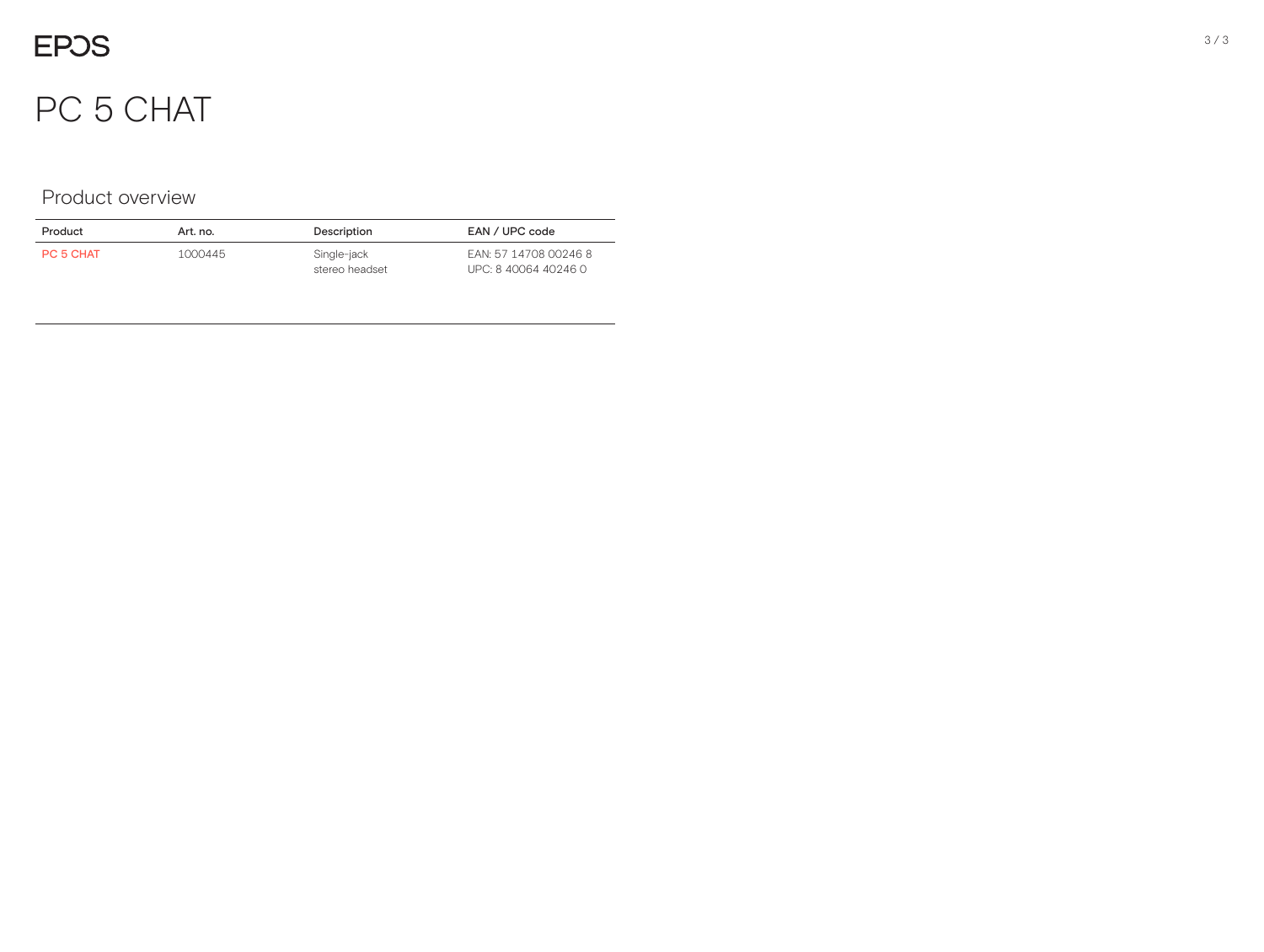# PC 5 CHAT

## Product overview

| Product | Art. no. | Description | EAN / UPC code |
|---|---|---|---|
| PC 5 CHAT | 1000445 | Single-jack stereo headset | EAN: 57 14708 00246 8<br>UPC: 8 40064 40246 0 |